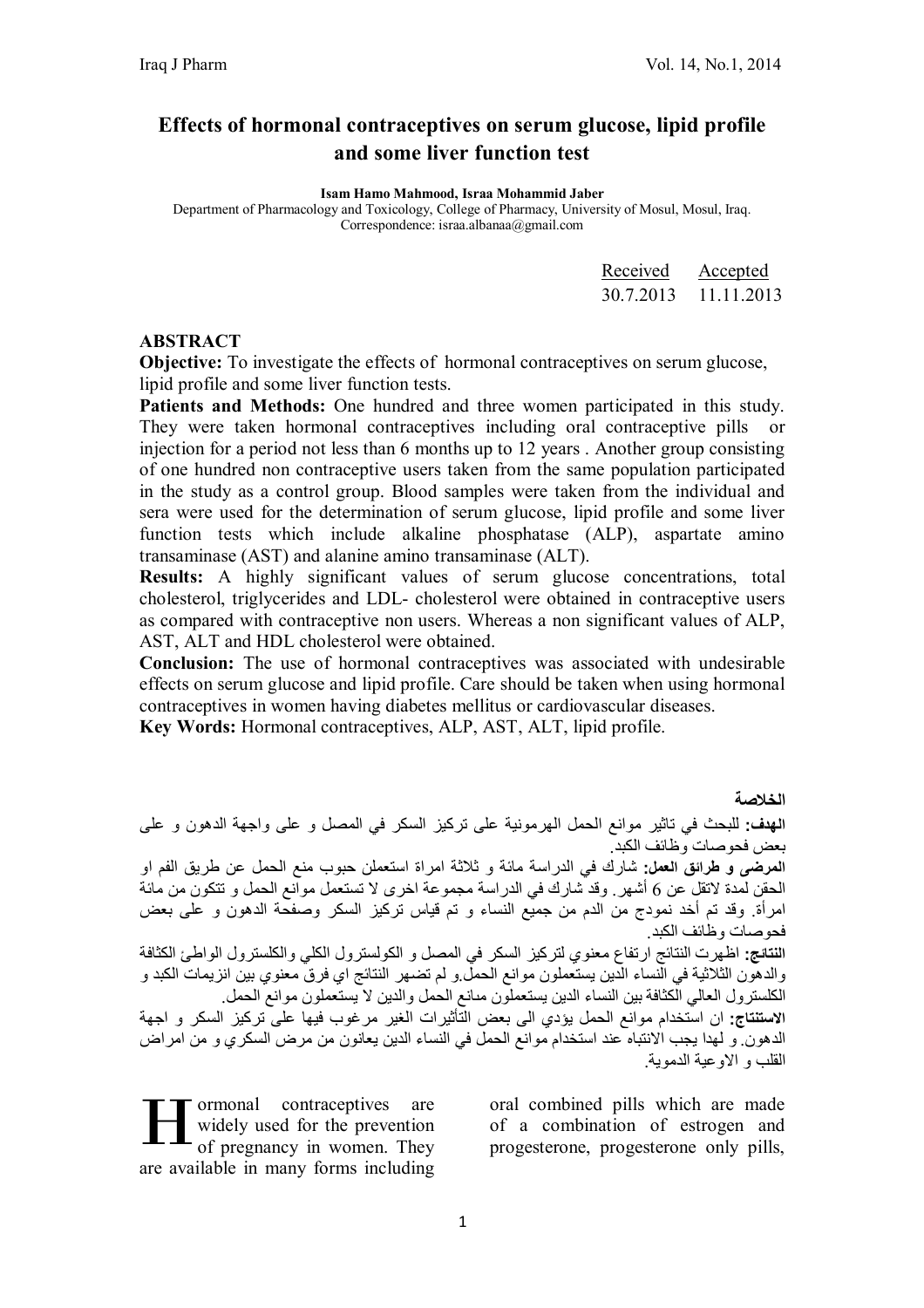# Effects of hormonal contraceptives on serum glucose, lipid profile and some liver function test

**Isam Hamo Mahmood, Israa Mohammid Jaber**

Department of Pharmacology and Toxicology, College of Pharmacy, University of Mosul, Mosul, Iraq.
Correspondence: israa.albanaa@gmail.com

| Received | Accepted |
|---|---|
| 30.7.2013 | 11.11.2013 |

## ABSTRACT

**Objective:** To investigate the effects of hormonal contraceptives on serum glucose, lipid profile and some liver function tests.

**Patients and Methods:** One hundred and three women participated in this study. They were taken hormonal contraceptives including oral contraceptive pills or injection for a period not less than 6 months up to 12 years . Another group consisting of one hundred non contraceptive users taken from the same population participated in the study as a control group. Blood samples were taken from the individual and sera were used for the determination of serum glucose, lipid profile and some liver function tests which include alkaline phosphatase (ALP), aspartate amino transaminase (AST) and alanine amino transaminase (ALT).

**Results:** A highly significant values of serum glucose concentrations, total cholesterol, triglycerides and LDL- cholesterol were obtained in contraceptive users as compared with contraceptive non users. Whereas a non significant values of ALP, AST, ALT and HDL cholesterol were obtained.

**Conclusion:** The use of hormonal contraceptives was associated with undesirable effects on serum glucose and lipid profile. Care should be taken when using hormonal contraceptives in women having diabetes mellitus or cardiovascular diseases.

**Key Words:** Hormonal contraceptives, ALP, AST, ALT, lipid profile.

## الخلاصة

**الهدف:** للبحث في تاثير موانع الحمل الهرمونية على تركيز السكر في المصل و على واجهة الدهون و على بعض فحوصات وظائف الكبد.

**المرضى و طرائق العمل:** شارك في الدراسة مائة و ثلاثة امراة استعملن حبوب منع الحمل عن طريق الفم او الحقن لمدة لاتقل عن 6 أشهر. وقد شارك في الدراسة مجموعة اخرى لا تستعمل موانع الحمل و تتكون من مائة امرأة. وقد تم أخذ نموذج من الدم من جميع النساء و تم قياس تركيز السكر وصفحة الدهون و على بعض فحوصات وظائف الكبد.

**النتائج:** اظهرت النتائج ارتفاع معنوي لتركيز السكر في المصل و الكولسترول الكلي والكلسترول الواطئ الكثافة والدهون الثلاثية في النساء الدين يستعملون موانع الحمل.و لم تضهر النتائج اي فرق معنوي بين انزيمات الكبد و الكلسترول العالي الكثافة بين النساء الدين يستعملون مانع الحمل والدين لا يستعملون موانع الحمل.

**الاستنتاج:** ان استخدام موانع الحمل يؤدي الى بعض التأثيرات الغير مرغوب فيها على تركيز السكر و اجهة الدهون. و لهدا يجب الانتباه عند استخدام موانع الحمل في النساء الدين يعانون من مرض السكري و من امراض القلب و الاوعية الدموية.

Hormonal contraceptives are widely used for the prevention of pregnancy in women. They are available in many forms including oral combined pills which are made of a combination of estrogen and progesterone, progesterone only pills,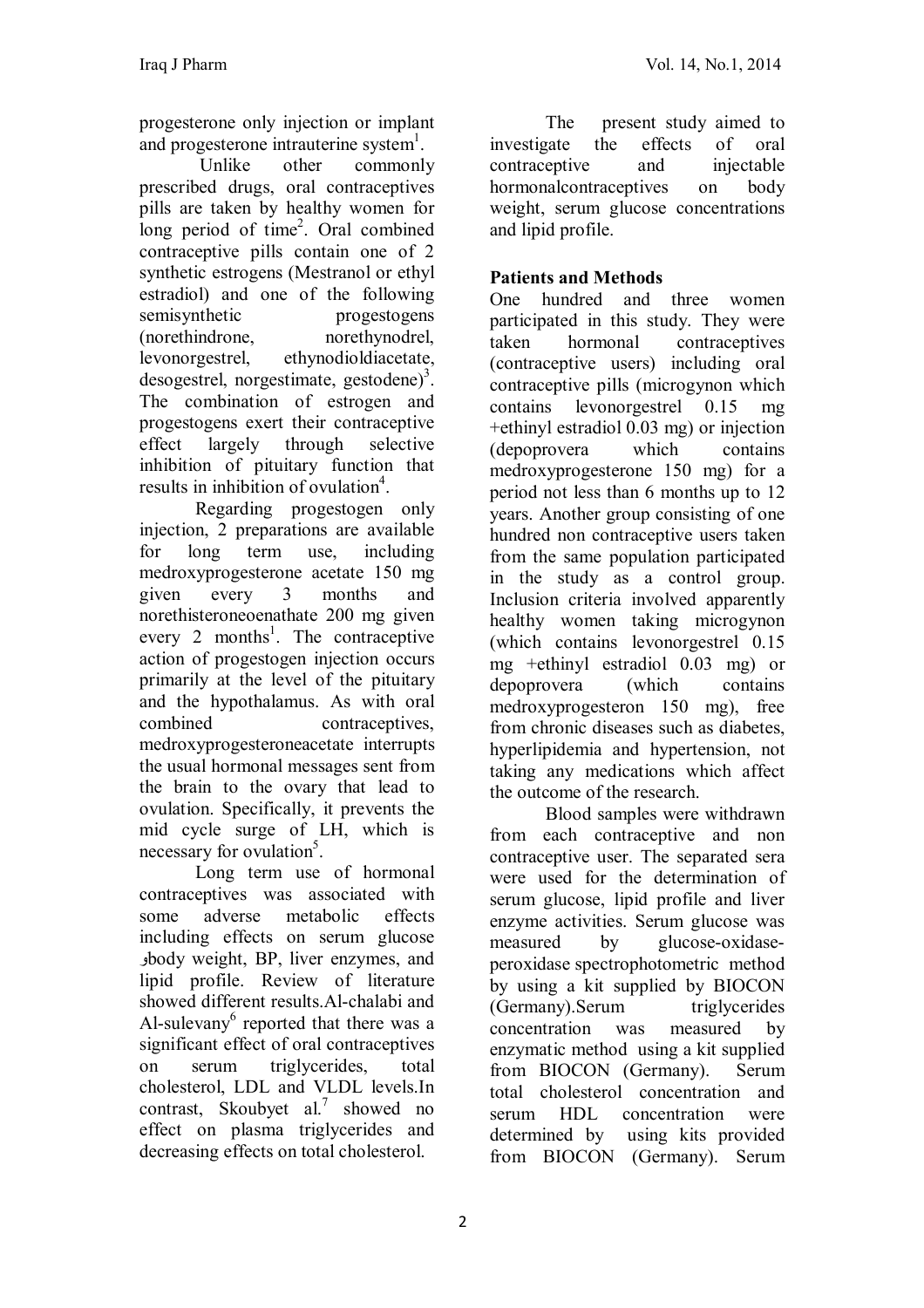progesterone only injection or implant and progesterone intrauterine system[1].

Unlike other commonly prescribed drugs, oral contraceptives pills are taken by healthy women for long period of time[2]. Oral combined contraceptive pills contain one of 2 synthetic estrogens (Mestranol or ethyl estradiol) and one of the following semisynthetic progestogens (norethindrone, norethynodrel, levonorgestrel, ethynodioldiacetate, desogestrel, norgestimate, gestodene)[3]. The combination of estrogen and progestogens exert their contraceptive effect largely through selective inhibition of pituitary function that results in inhibition of ovulation[4].

Regarding progestogen only injection, 2 preparations are available for long term use, including medroxyprogesterone acetate 150 mg given every 3 months and norethisteroneoenathate 200 mg given every 2 months[1]. The contraceptive action of progestogen injection occurs primarily at the level of the pituitary and the hypothalamus. As with oral combined contraceptives, medroxyprogesteroneacetate interrupts the usual hormonal messages sent from the brain to the ovary that lead to ovulation. Specifically, it prevents the mid cycle surge of LH, which is necessary for ovulation[5].

Long term use of hormonal contraceptives was associated with some adverse metabolic effects including effects on serum glucose وbody weight, BP, liver enzymes, and lipid profile. Review of literature showed different results.Al-chalabi and Al-sulevany[6] reported that there was a significant effect of oral contraceptives on serum triglycerides, total cholesterol, LDL and VLDL levels.In contrast, Skoubyet al.[7] showed no effect on plasma triglycerides and decreasing effects on total cholesterol.

The present study aimed to investigate the effects of oral contraceptive and injectable hormonalcontraceptives on body weight, serum glucose concentrations and lipid profile.

## Patients and Methods

One hundred and three women participated in this study. They were taken hormonal contraceptives (contraceptive users) including oral contraceptive pills (microgynon which contains levonorgestrel 0.15 mg +ethinyl estradiol 0.03 mg) or injection (depoprovera which contains medroxyprogesterone 150 mg) for a period not less than 6 months up to 12 years. Another group consisting of one hundred non contraceptive users taken from the same population participated in the study as a control group. Inclusion criteria involved apparently healthy women taking microgynon (which contains levonorgestrel 0.15 mg +ethinyl estradiol 0.03 mg) or depoprovera (which contains medroxyprogesteron 150 mg), free from chronic diseases such as diabetes, hyperlipidemia and hypertension, not taking any medications which affect the outcome of the research.

Blood samples were withdrawn from each contraceptive and non contraceptive user. The separated sera were used for the determination of serum glucose, lipid profile and liver enzyme activities. Serum glucose was measured by glucose-oxidase-peroxidase spectrophotometric method by using a kit supplied by BIOCON (Germany).Serum triglycerides concentration was measured by enzymatic method using a kit supplied from BIOCON (Germany). Serum total cholesterol concentration and serum HDL concentration were determined by using kits provided from BIOCON (Germany). Serum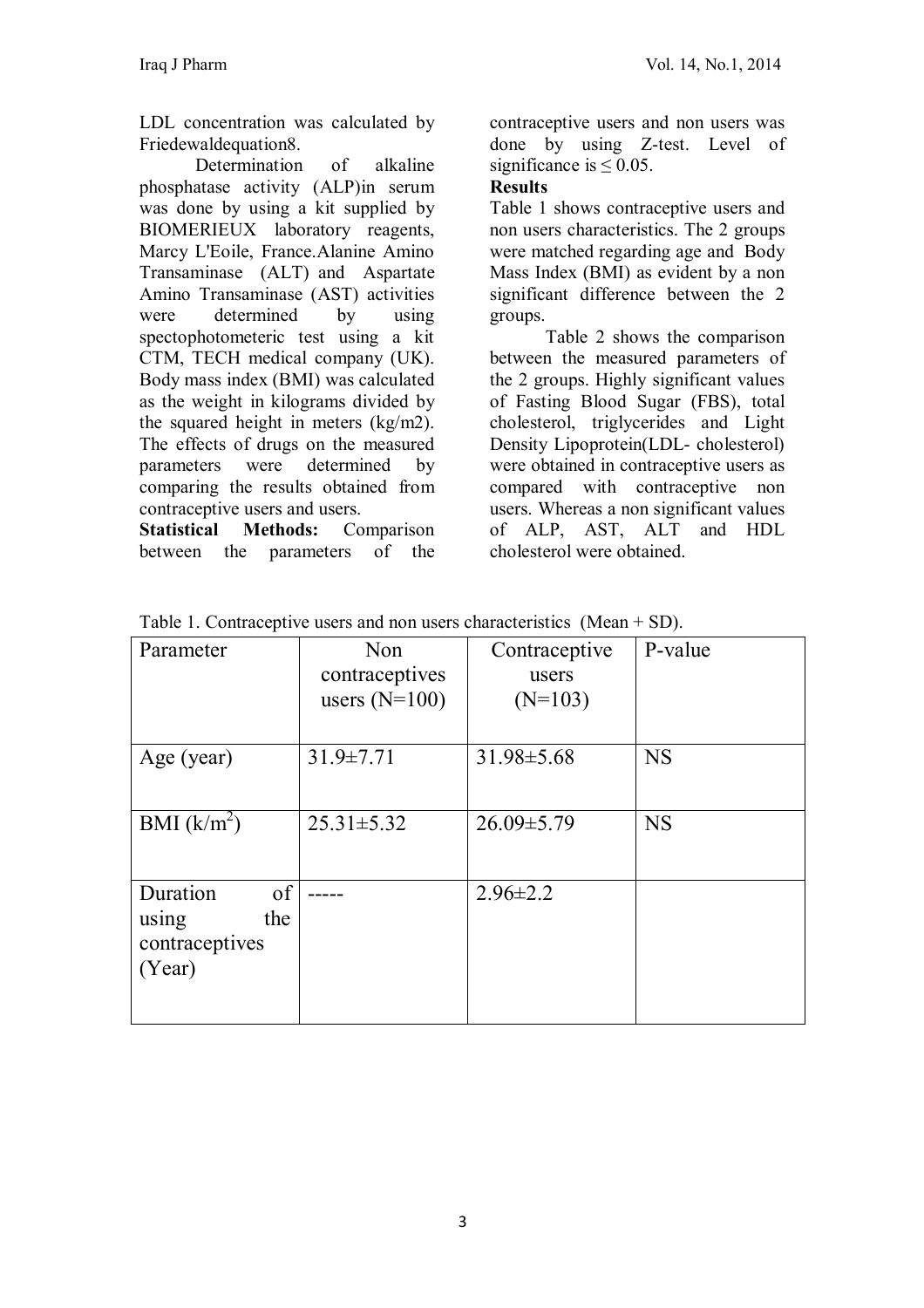LDL concentration was calculated by Friedewaldequation8.

Determination of alkaline phosphatase activity (ALP)in serum was done by using a kit supplied by BIOMERIEUX laboratory reagents, Marcy L'Eoile, France.Alanine Amino Transaminase (ALT) and Aspartate Amino Transaminase (AST) activities were determined by using spectophotometeric test using a kit CTM, TECH medical company (UK). Body mass index (BMI) was calculated as the weight in kilograms divided by the squared height in meters (kg/m2). The effects of drugs on the measured parameters were determined by comparing the results obtained from contraceptive users and users.

**Statistical Methods:** Comparison between the parameters of the contraceptive users and non users was done by using Z-test. Level of significance is $\leq 0.05$.

**Results**

Table 1 shows contraceptive users and non users characteristics. The 2 groups were matched regarding age and Body Mass Index (BMI) as evident by a non significant difference between the 2 groups.

Table 2 shows the comparison between the measured parameters of the 2 groups. Highly significant values of Fasting Blood Sugar (FBS), total cholesterol, triglycerides and Light Density Lipoprotein(LDL- cholesterol) were obtained in contraceptive users as compared with contraceptive non users. Whereas a non significant values of ALP, AST, ALT and HDL cholesterol were obtained.

Table 1. Contraceptive users and non users characteristics (Mean + SD).

| Parameter | Non contraceptives users (N=100) | Contraceptive users (N=103) | P-value |
|---|---|---|---|
| Age (year) | 31.9±7.71 | 31.98±5.68 | NS |
| BMI ($k/m^2$) | 25.31±5.32 | 26.09±5.79 | NS |
| Duration of using the contraceptives (Year) | ----- | 2.96±2.2 | |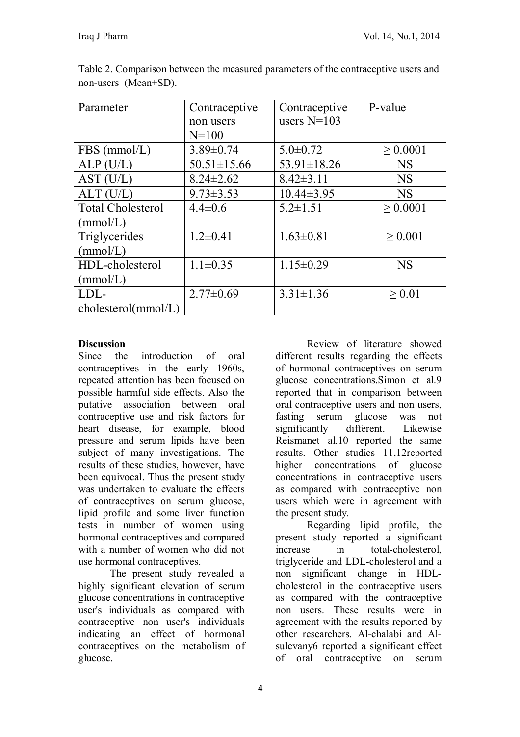Table 2. Comparison between the measured parameters of the contraceptive users and non-users (Mean+SD).

| Parameter | Contraceptive non users N=100 | Contraceptive users N=103 | P-value |
|---|---|---|---|
| FBS (mmol/L) | 3.89±0.74 | 5.0±0.72 | ≥ 0.0001 |
| ALP (U/L) | 50.51±15.66 | 53.91±18.26 | NS |
| AST (U/L) | 8.24±2.62 | 8.42±3.11 | NS |
| ALT (U/L) | 9.73±3.53 | 10.44±3.95 | NS |
| Total Cholesterol (mmol/L) | 4.4±0.6 | 5.2±1.51 | ≥ 0.0001 |
| Triglycerides (mmol/L) | 1.2±0.41 | 1.63±0.81 | ≥ 0.001 |
| HDL-cholesterol (mmol/L) | 1.1±0.35 | 1.15±0.29 | NS |
| LDL-cholesterol(mmol/L) | 2.77±0.69 | 3.31±1.36 | ≥ 0.01 |

**Discussion**

Since the introduction of oral contraceptives in the early 1960s, repeated attention has been focused on possible harmful side effects. Also the putative association between oral contraceptive use and risk factors for heart disease, for example, blood pressure and serum lipids have been subject of many investigations. The results of these studies, however, have been equivocal. Thus the present study was undertaken to evaluate the effects of contraceptives on serum glucose, lipid profile and some liver function tests in number of women using hormonal contraceptives and compared with a number of women who did not use hormonal contraceptives.

The present study revealed a highly significant elevation of serum glucose concentrations in contraceptive user's individuals as compared with contraceptive non user's individuals indicating an effect of hormonal contraceptives on the metabolism of glucose.

Review of literature showed different results regarding the effects of hormonal contraceptives on serum glucose concentrations.Simon et al.9 reported that in comparison between oral contraceptive users and non users, fasting serum glucose was not significantly different. Likewise Reismanet al.10 reported the same results. Other studies 11,12reported higher concentrations of glucose concentrations in contraceptive users as compared with contraceptive non users which were in agreement with the present study.

Regarding lipid profile, the present study reported a significant increase in total-cholesterol, triglyceride and LDL-cholesterol and a non significant change in HDL-cholesterol in the contraceptive users as compared with the contraceptive non users. These results were in agreement with the results reported by other researchers. Al-chalabi and Al-sulevany6 reported a significant effect of oral contraceptive on serum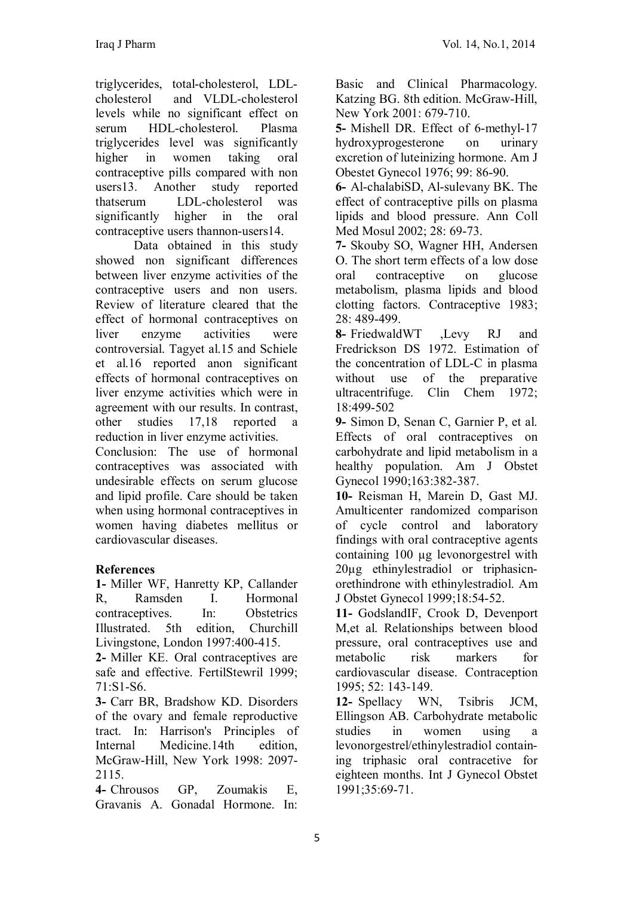triglycerides, total-cholesterol, LDL-cholesterol and VLDL-cholesterol levels while no significant effect on serum HDL-cholesterol. Plasma triglycerides level was significantly higher in women taking oral contraceptive pills compared with non users13. Another study reported thatserum LDL-cholesterol was significantly higher in the oral contraceptive users thannon-users14.

Data obtained in this study showed non significant differences between liver enzyme activities of the contraceptive users and non users. Review of literature cleared that the effect of hormonal contraceptives on liver enzyme activities were controversial. Tagyet al.15 and Schiele et al.16 reported anon significant effects of hormonal contraceptives on liver enzyme activities which were in agreement with our results. In contrast, other studies 17,18 reported a reduction in liver enzyme activities.

Conclusion: The use of hormonal contraceptives was associated with undesirable effects on serum glucose and lipid profile. Care should be taken when using hormonal contraceptives in women having diabetes mellitus or cardiovascular diseases.

## References

**1-** Miller WF, Hanretty KP, Callander R, Ramsden I. Hormonal contraceptives. In: Obstetrics Illustrated. 5th edition, Churchill Livingstone, London 1997:400-415.

**2-** Miller KE. Oral contraceptives are safe and effective. FertilStewril 1999; 71:S1-S6.

**3-** Carr BR, Bradshow KD. Disorders of the ovary and female reproductive tract. In: Harrison's Principles of Internal Medicine.14th edition, McGraw-Hill, New York 1998: 2097-2115.

**4-** Chrousos GP, Zoumakis E, Gravanis A. Gonadal Hormone. In: Basic and Clinical Pharmacology. Katzing BG. 8th edition. McGraw-Hill, New York 2001: 679-710.

**5-** Mishell DR. Effect of 6-methyl-17 hydroxyprogesterone on urinary excretion of luteinizing hormone. Am J Obestet Gynecol 1976; 99: 86-90.

**6-** Al-chalabiSD, Al-sulevany BK. The effect of contraceptive pills on plasma lipids and blood pressure. Ann Coll Med Mosul 2002; 28: 69-73.

**7-** Skouby SO, Wagner HH, Andersen O. The short term effects of a low dose oral contraceptive on glucose metabolism, plasma lipids and blood clotting factors. Contraceptive 1983; 28: 489-499.

**8-** FriedwaldWT ,Levy RJ and Fredrickson DS 1972. Estimation of the concentration of LDL-C in plasma without use of the preparative ultracentrifuge. Clin Chem 1972; 18:499-502

**9-** Simon D, Senan C, Garnier P, et al. Effects of oral contraceptives on carbohydrate and lipid metabolism in a healthy population. Am J Obstet Gynecol 1990;163:382-387.

**10-** Reisman H, Marein D, Gast MJ. Amulticenter randomized comparison of cycle control and laboratory findings with oral contraceptive agents containing 100 µg levonorgestrel with 20µg ethinylestradiol or triphasicn-orethindrone with ethinylestradiol. Am J Obstet Gynecol 1999;18:54-52.

**11-** GodslandIF, Crook D, Devenport M,et al. Relationships between blood pressure, oral contraceptives use and metabolic risk markers for cardiovascular disease. Contraception 1995; 52: 143-149.

**12-** Spellacy WN, Tsibris JCM, Ellingson AB. Carbohydrate metabolic studies in women using a levonorgestrel/ethinylestradiol contain-ing triphasic oral contracetive for eighteen months. Int J Gynecol Obstet 1991;35:69-71.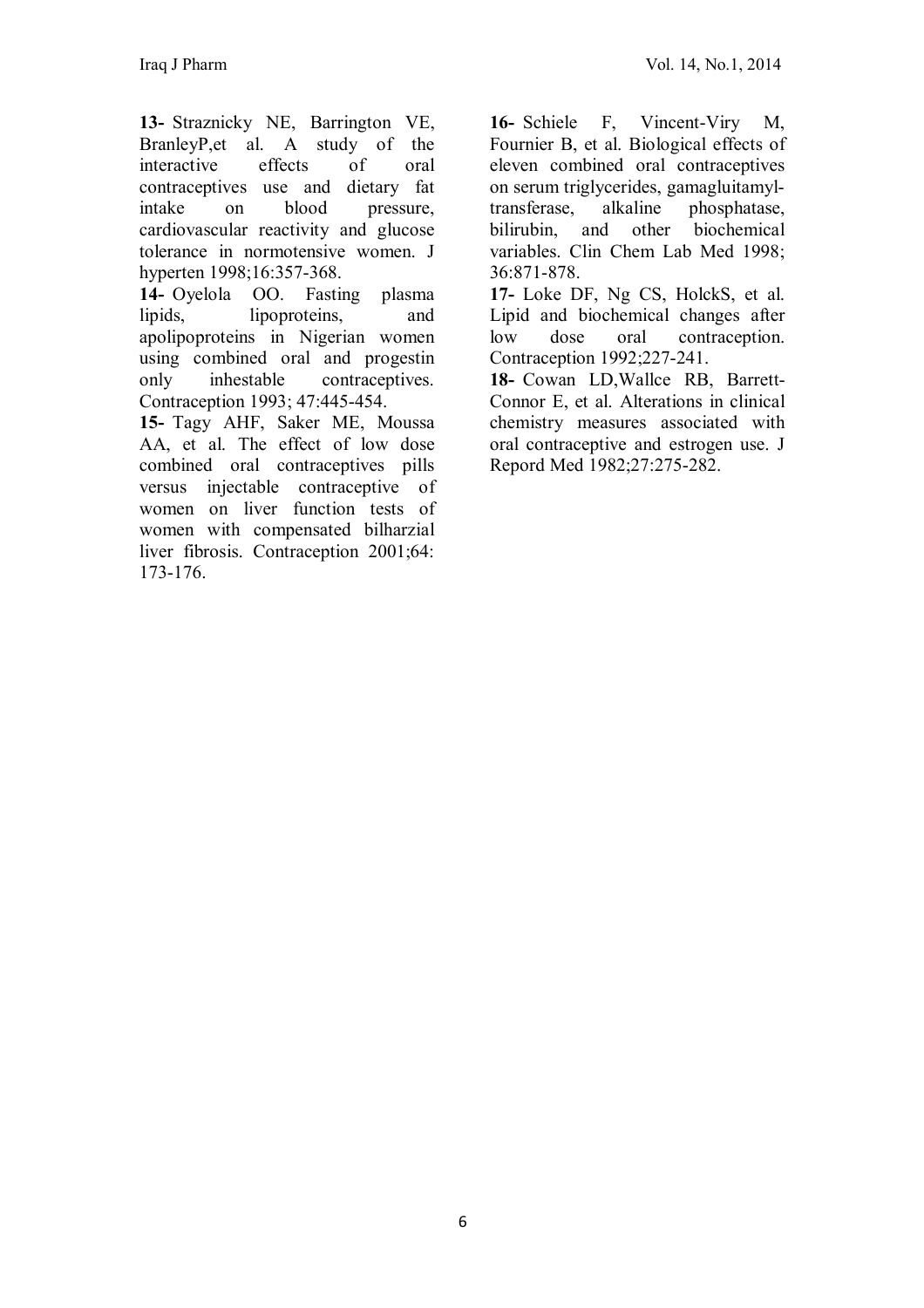**13-** Straznicky NE, Barrington VE, BranleyP,et al. A study of the interactive effects of oral contraceptives use and dietary fat intake on blood pressure, cardiovascular reactivity and glucose tolerance in normotensive women. J hyperten 1998;16:357-368.

**14-** Oyelola OO. Fasting plasma lipids, lipoproteins, and apolipoproteins in Nigerian women using combined oral and progestin only inhestable contraceptives. Contraception 1993; 47:445-454.

**15-** Tagy AHF, Saker ME, Moussa AA, et al. The effect of low dose combined oral contraceptives pills versus injectable contraceptive of women on liver function tests of women with compensated bilharzial liver fibrosis. Contraception 2001;64: 173-176.

**16-** Schiele F, Vincent-Viry M, Fournier B, et al. Biological effects of eleven combined oral contraceptives on serum triglycerides, gamagluitamyl-transferase, alkaline phosphatase, bilirubin, and other biochemical variables. Clin Chem Lab Med 1998; 36:871-878.

**17-** Loke DF, Ng CS, HolckS, et al. Lipid and biochemical changes after low dose oral contraception. Contraception 1992;227-241.

**18-** Cowan LD,Wallce RB, Barrett-Connor E, et al. Alterations in clinical chemistry measures associated with oral contraceptive and estrogen use. J Repord Med 1982;27:275-282.